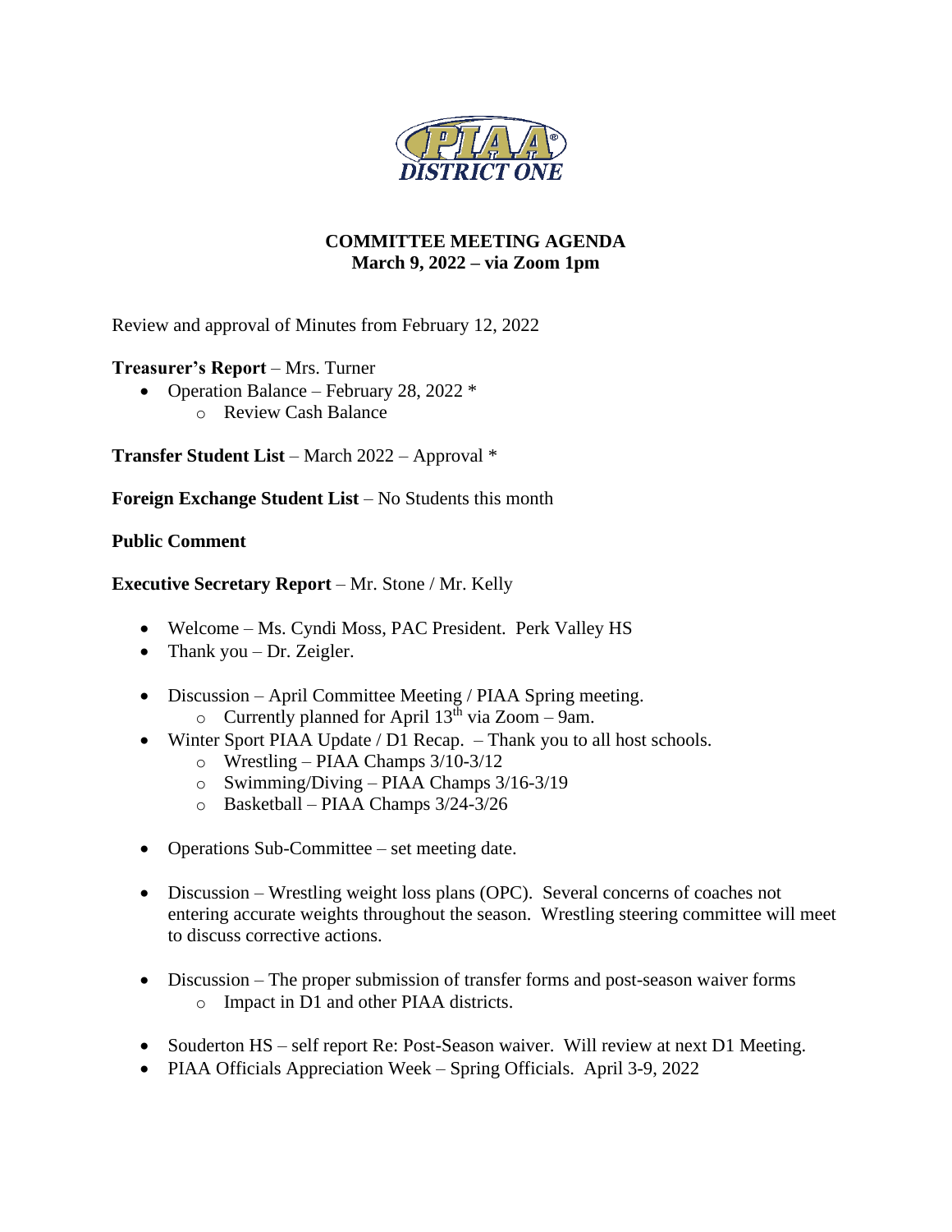# COMMITTEE MEETING AGENDA
## March 9, 2022 – via Zoom 1pm

Review and approval of Minutes from February 12, 2022

**Treasurer's Report** – Mrs. Turner

- Operation Balance – February 28, 2022 *
  - Review Cash Balance

**Transfer Student List** – March 2022 – Approval *

**Foreign Exchange Student List** – No Students this month

**Public Comment**

**Executive Secretary Report** – Mr. Stone / Mr. Kelly

- Welcome – Ms. Cyndi Moss, PAC President. Perk Valley HS
- Thank you – Dr. Zeigler.
- Discussion – April Committee Meeting / PIAA Spring meeting.
  - Currently planned for April 13th via Zoom – 9am.
- Winter Sport PIAA Update / D1 Recap. – Thank you to all host schools.
  - Wrestling – PIAA Champs 3/10-3/12
  - Swimming/Diving – PIAA Champs 3/16-3/19
  - Basketball – PIAA Champs 3/24-3/26
- Operations Sub-Committee – set meeting date.
- Discussion – Wrestling weight loss plans (OPC). Several concerns of coaches not entering accurate weights throughout the season. Wrestling steering committee will meet to discuss corrective actions.
- Discussion – The proper submission of transfer forms and post-season waiver forms
  - Impact in D1 and other PIAA districts.
- Souderton HS – self report Re: Post-Season waiver. Will review at next D1 Meeting.
- PIAA Officials Appreciation Week – Spring Officials. April 3-9, 2022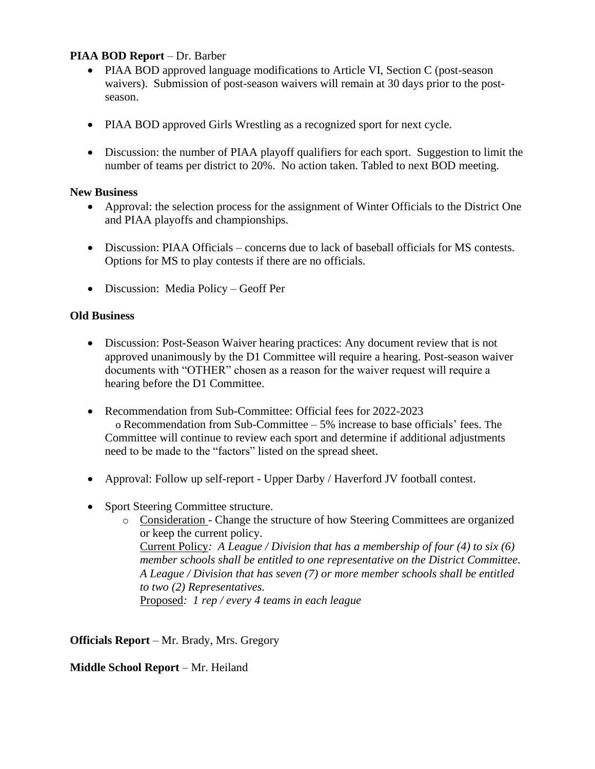**PIAA BOD Report** – Dr. Barber

- PIAA BOD approved language modifications to Article VI, Section C (post-season waivers). Submission of post-season waivers will remain at 30 days prior to the post-season.
- PIAA BOD approved Girls Wrestling as a recognized sport for next cycle.
- Discussion: the number of PIAA playoff qualifiers for each sport. Suggestion to limit the number of teams per district to 20%. No action taken. Tabled to next BOD meeting.

**New Business**

- Approval: the selection process for the assignment of Winter Officials to the District One and PIAA playoffs and championships.
- Discussion: PIAA Officials – concerns due to lack of baseball officials for MS contests. Options for MS to play contests if there are no officials.
- Discussion: Media Policy – Geoff Per

**Old Business**

- Discussion: Post-Season Waiver hearing practices: Any document review that is not approved unanimously by the D1 Committee will require a hearing. Post-season waiver documents with "OTHER" chosen as a reason for the waiver request will require a hearing before the D1 Committee.
- Recommendation from Sub-Committee: Official fees for 2022-2023
  o Recommendation from Sub-Committee – 5% increase to base officials' fees. The Committee will continue to review each sport and determine if additional adjustments need to be made to the "factors" listed on the spread sheet.
- Approval: Follow up self-report - Upper Darby / Haverford JV football contest.
- Sport Steering Committee structure.
  - Consideration - Change the structure of how Steering Committees are organized or keep the current policy.
    Current Policy: *A League / Division that has a membership of four (4) to six (6) member schools shall be entitled to one representative on the District Committee. A League / Division that has seven (7) or more member schools shall be entitled to two (2) Representatives.*
    Proposed: *1 rep / every 4 teams in each league*

**Officials Report** – Mr. Brady, Mrs. Gregory

**Middle School Report** – Mr. Heiland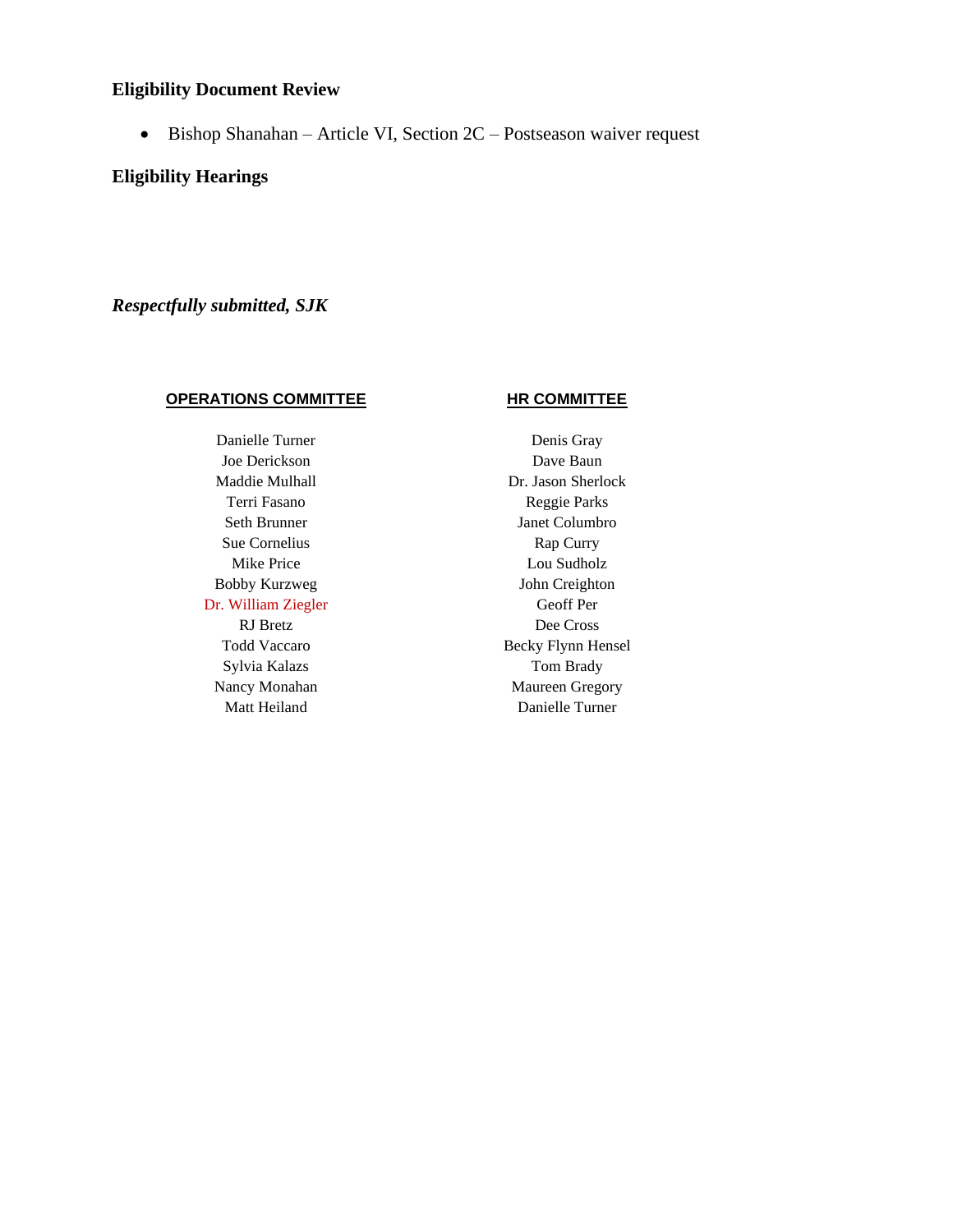### Eligibility Document Review

- Bishop Shanahan – Article VI, Section 2C – Postseason waiver request

### Eligibility Hearings

***Respectfully submitted, SJK***

| OPERATIONS COMMITTEE | HR COMMITTEE |
|---|---|
| Danielle Turner | Denis Gray |
| Joe Derickson | Dave Baun |
| Maddie Mulhall | Dr. Jason Sherlock |
| Terri Fasano | Reggie Parks |
| Seth Brunner | Janet Columbro |
| Sue Cornelius | Rap Curry |
| Mike Price | Lou Sudholz |
| Bobby Kurzweg | John Creighton |
| Dr. William Ziegler | Geoff Per |
| RJ Bretz | Dee Cross |
| Todd Vaccaro | Becky Flynn Hensel |
| Sylvia Kalazs | Tom Brady |
| Nancy Monahan | Maureen Gregory |
| Matt Heiland | Danielle Turner |